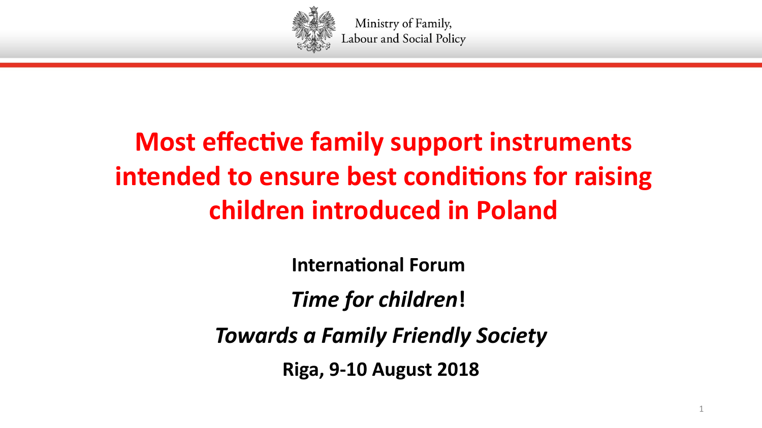Ministry of Family, Labour and Social Policy

# Most effective family support instruments intended to ensure best conditions for raising children introduced in Poland

**International Forum**

***Time for children*!**

***Towards a Family Friendly Society***

**Riga, 9-10 August 2018**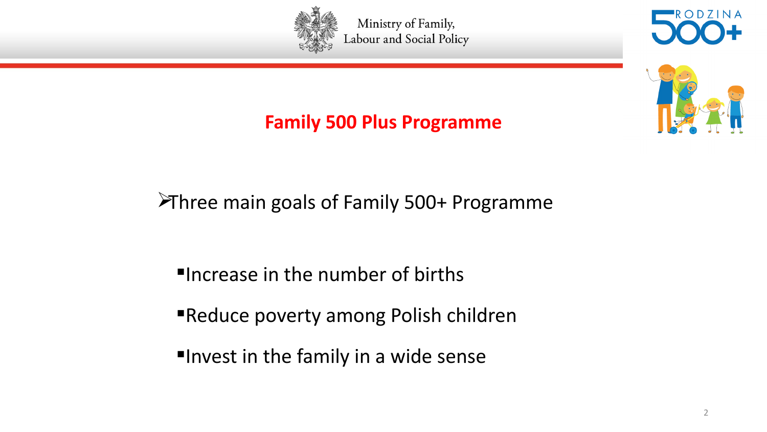# Family 500 Plus Programme

- Three main goals of Family 500+ Programme
  - Increase in the number of births
  - Reduce poverty among Polish children
  - Invest in the family in a wide sense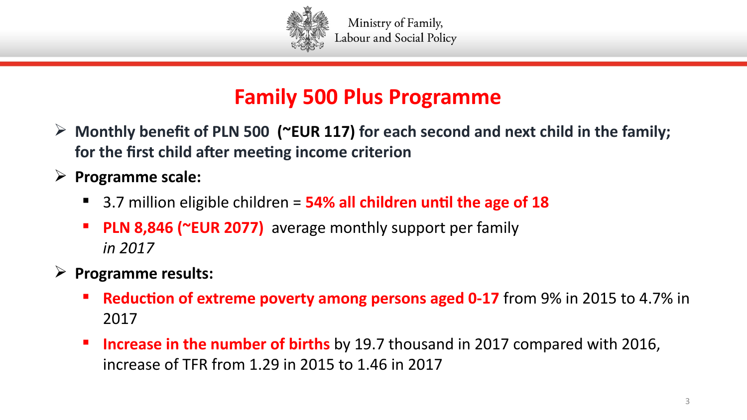# Family 500 Plus Programme

- **Monthly benefit of PLN 500 (~EUR 117) for each second and next child in the family; for the first child after meeting income criterion**
- **Programme scale:**
  - 3.7 million eligible children = **54% all children until the age of 18**
  - **PLN 8,846 (~EUR 2077)** average monthly support per family *in 2017*
- **Programme results:**
  - **Reduction of extreme poverty among persons aged 0-17** from 9% in 2015 to 4.7% in 2017
  - **Increase in the number of births** by 19.7 thousand in 2017 compared with 2016, increase of TFR from 1.29 in 2015 to 1.46 in 2017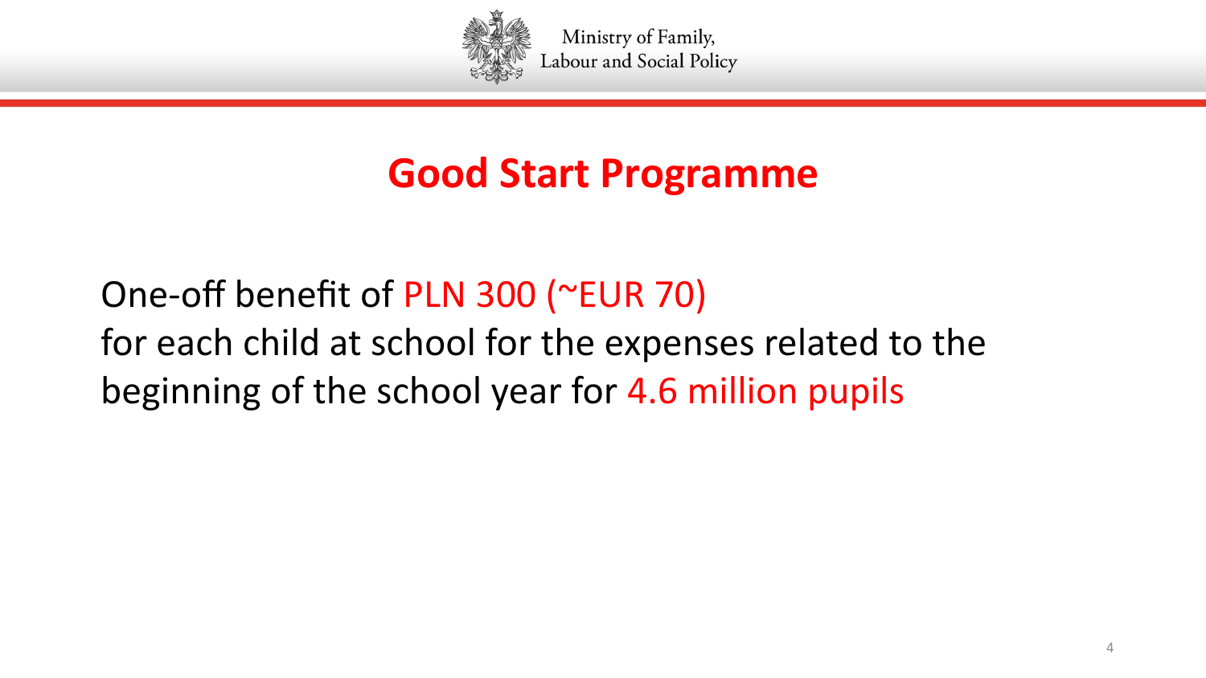# Good Start Programme

One-off benefit of PLN 300 (~EUR 70)
for each child at school for the expenses related to the beginning of the school year for 4.6 million pupils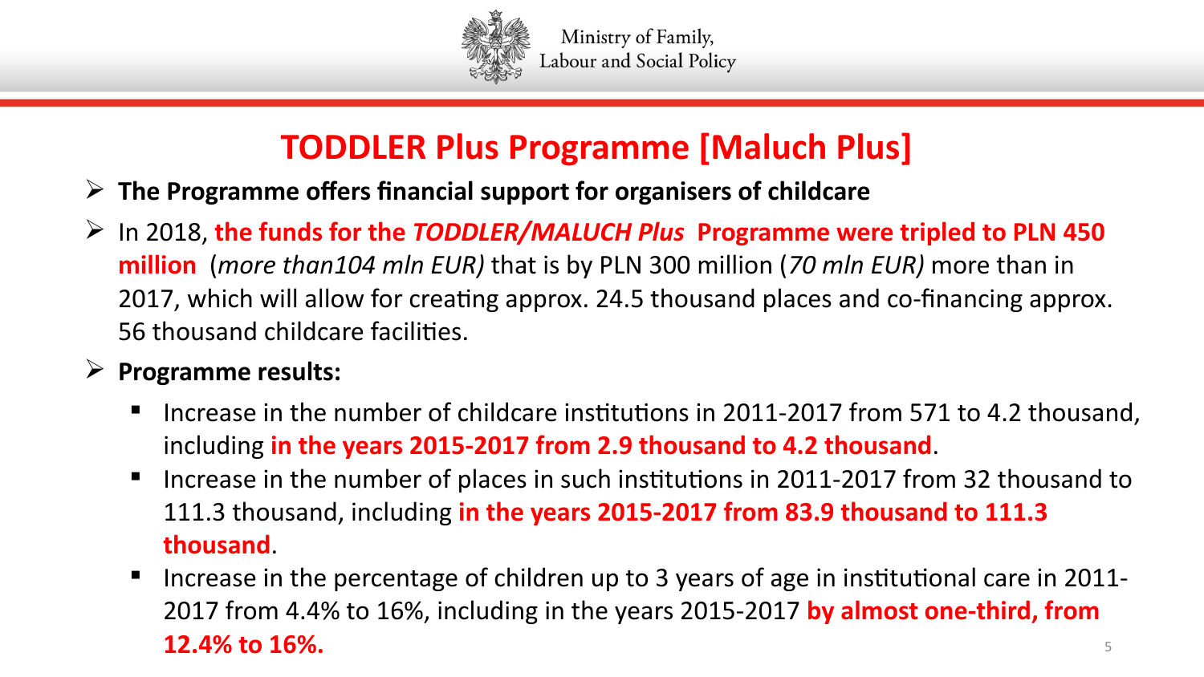# TODDLER Plus Programme [Maluch Plus]

- **The Programme offers financial support for organisers of childcare**
- In 2018, **the funds for the *TODDLER/MALUCH Plus* Programme were tripled to PLN 450 million** (*more than104 mln EUR)* that is by PLN 300 million (*70 mln EUR)* more than in 2017, which will allow for creating approx. 24.5 thousand places and co-financing approx. 56 thousand childcare facilities.
- **Programme results:**
  - Increase in the number of childcare institutions in 2011-2017 from 571 to 4.2 thousand, including **in the years 2015-2017 from 2.9 thousand to 4.2 thousand**.
  - Increase in the number of places in such institutions in 2011-2017 from 32 thousand to 111.3 thousand, including **in the years 2015-2017 from 83.9 thousand to 111.3 thousand**.
  - Increase in the percentage of children up to 3 years of age in institutional care in 2011-2017 from 4.4% to 16%, including in the years 2015-2017 **by almost one-third, from 12.4% to 16%.**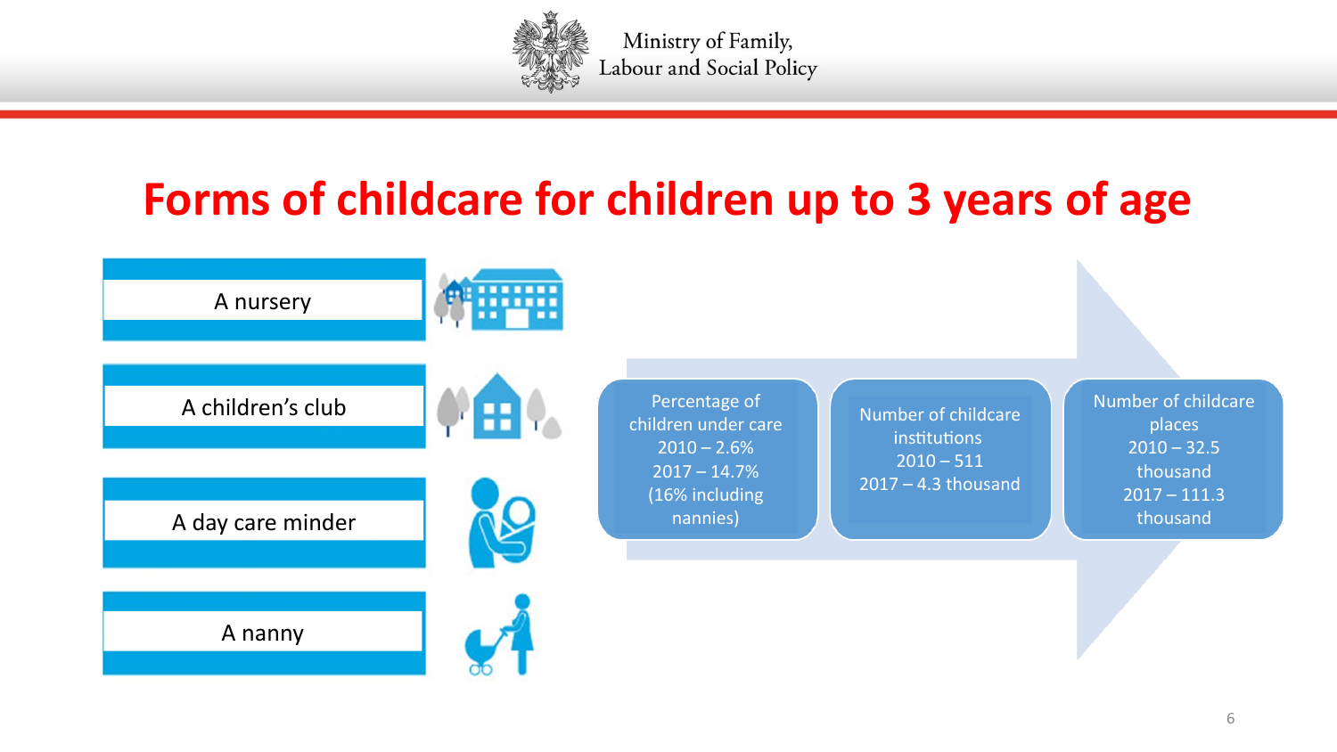# Forms of childcare for children up to 3 years of age

- A nursery
- A children's club
- A day care minder
- A nanny

**Percentage of children under care**
2010 – 2.6%
2017 – 14.7%
(16% including nannies)

**Number of childcare institutions**
2010 – 511
2017 – 4.3 thousand

**Number of childcare places**
2010 – 32.5 thousand
2017 – 111.3 thousand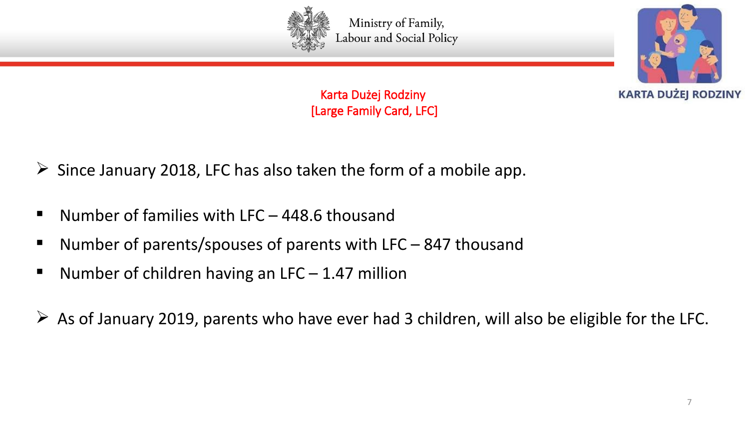Ministry of Family, Labour and Social Policy

KARTA DUŻEJ RODZINY

## Karta Dużej Rodziny [Large Family Card, LFC]

- Since January 2018, LFC has also taken the form of a mobile app.

- Number of families with LFC – 448.6 thousand
- Number of parents/spouses of parents with LFC – 847 thousand
- Number of children having an LFC – 1.47 million

- As of January 2019, parents who have ever had 3 children, will also be eligible for the LFC.